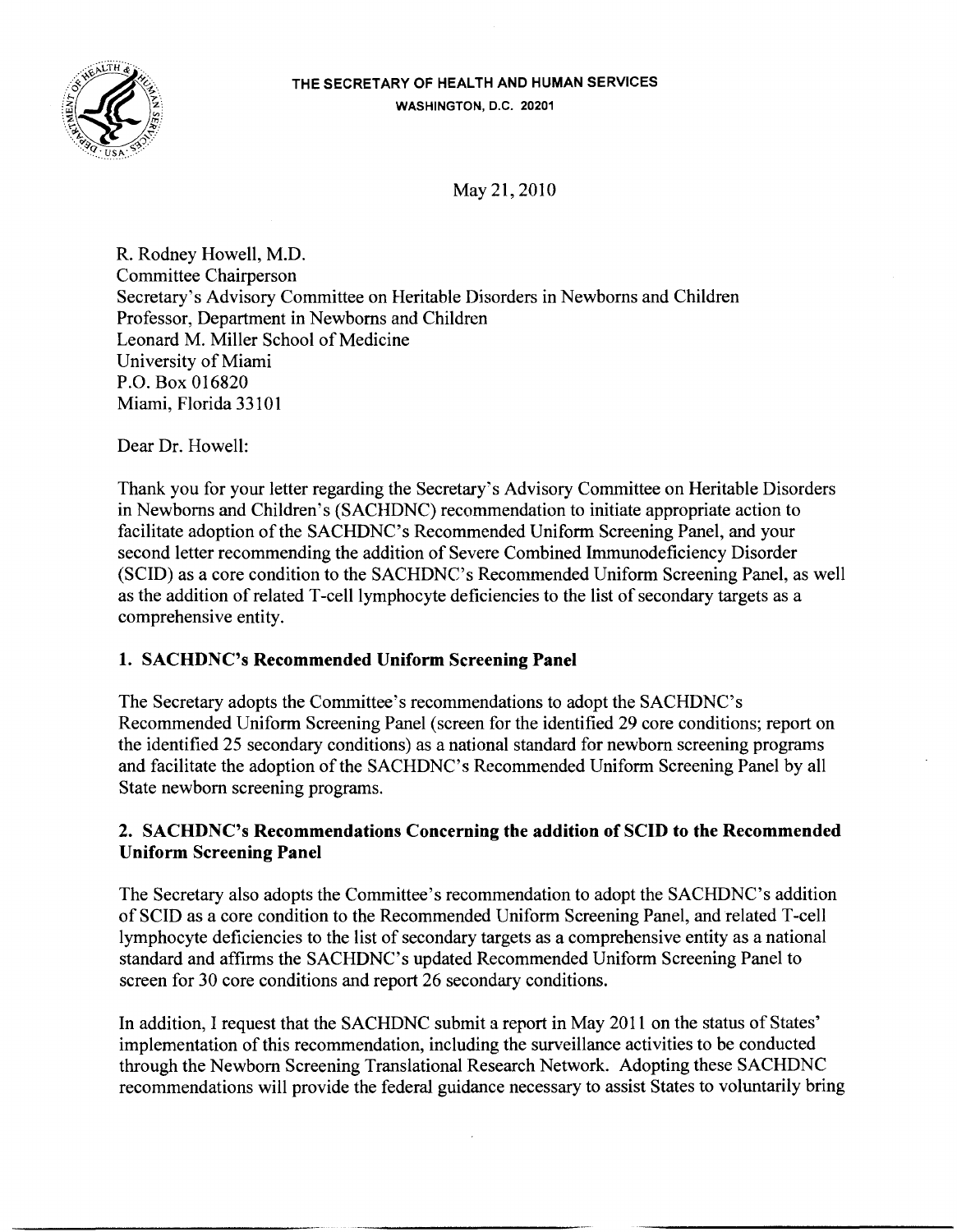THE SECRETARY OF HEALTH AND HUMAN SERVICES
WASHINGTON, D.C. 20201

May 21, 2010

R. Rodney Howell, M.D.
Committee Chairperson
Secretary's Advisory Committee on Heritable Disorders in Newborns and Children
Professor, Department in Newborns and Children
Leonard M. Miller School of Medicine
University of Miami
P.O. Box 016820
Miami, Florida 33101

Dear Dr. Howell:

Thank you for your letter regarding the Secretary's Advisory Committee on Heritable Disorders in Newborns and Children's (SACHDNC) recommendation to initiate appropriate action to facilitate adoption of the SACHDNC's Recommended Uniform Screening Panel, and your second letter recommending the addition of Severe Combined Immunodeficiency Disorder (SCID) as a core condition to the SACHDNC's Recommended Uniform Screening Panel, as well as the addition of related T-cell lymphocyte deficiencies to the list of secondary targets as a comprehensive entity.

## 1. SACHDNC's Recommended Uniform Screening Panel

The Secretary adopts the Committee's recommendations to adopt the SACHDNC's Recommended Uniform Screening Panel (screen for the identified 29 core conditions; report on the identified 25 secondary conditions) as a national standard for newborn screening programs and facilitate the adoption of the SACHDNC's Recommended Uniform Screening Panel by all State newborn screening programs.

## 2. SACHDNC's Recommendations Concerning the addition of SCID to the Recommended Uniform Screening Panel

The Secretary also adopts the Committee's recommendation to adopt the SACHDNC's addition of SCID as a core condition to the Recommended Uniform Screening Panel, and related T-cell lymphocyte deficiencies to the list of secondary targets as a comprehensive entity as a national standard and affirms the SACHDNC's updated Recommended Uniform Screening Panel to screen for 30 core conditions and report 26 secondary conditions.

In addition, I request that the SACHDNC submit a report in May 2011 on the status of States' implementation of this recommendation, including the surveillance activities to be conducted through the Newborn Screening Translational Research Network. Adopting these SACHDNC recommendations will provide the federal guidance necessary to assist States to voluntarily bring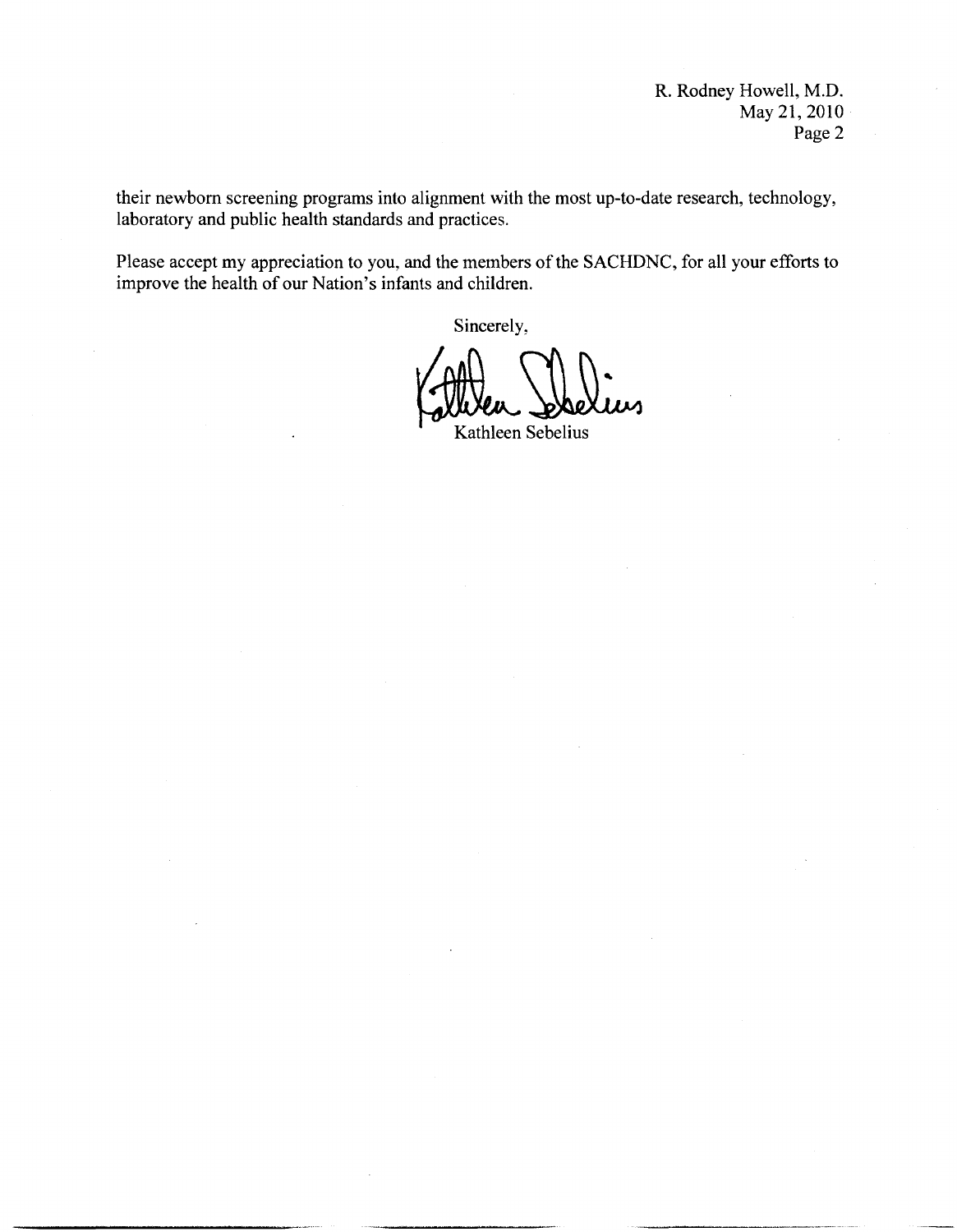their newborn screening programs into alignment with the most up-to-date research, technology, laboratory and public health standards and practices.

Please accept my appreciation to you, and the members of the SACHDNC, for all your efforts to improve the health of our Nation's infants and children.

Sincerely,

Kathleen Sebelius